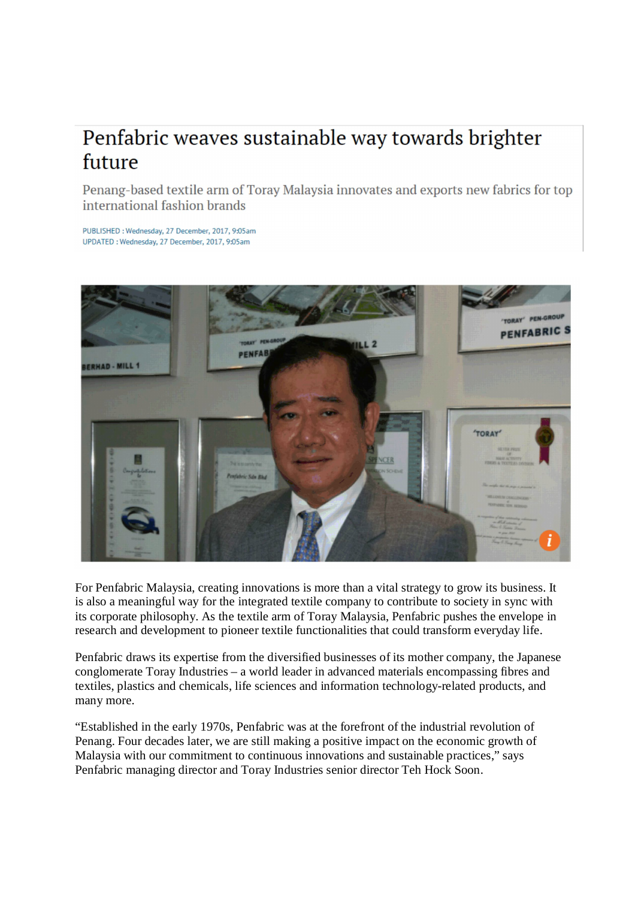# Penfabric weaves sustainable way towards brighter future

Penang-based textile arm of Toray Malaysia innovates and exports new fabrics for top international fashion brands

PUBLISHED : Wednesday, 27 December, 2017, 9:05am
UPDATED : Wednesday, 27 December, 2017, 9:05am

For Penfabric Malaysia, creating innovations is more than a vital strategy to grow its business. It is also a meaningful way for the integrated textile company to contribute to society in sync with its corporate philosophy. As the textile arm of Toray Malaysia, Penfabric pushes the envelope in research and development to pioneer textile functionalities that could transform everyday life.

Penfabric draws its expertise from the diversified businesses of its mother company, the Japanese conglomerate Toray Industries – a world leader in advanced materials encompassing fibres and textiles, plastics and chemicals, life sciences and information technology-related products, and many more.

"Established in the early 1970s, Penfabric was at the forefront of the industrial revolution of Penang. Four decades later, we are still making a positive impact on the economic growth of Malaysia with our commitment to continuous innovations and sustainable practices," says Penfabric managing director and Toray Industries senior director Teh Hock Soon.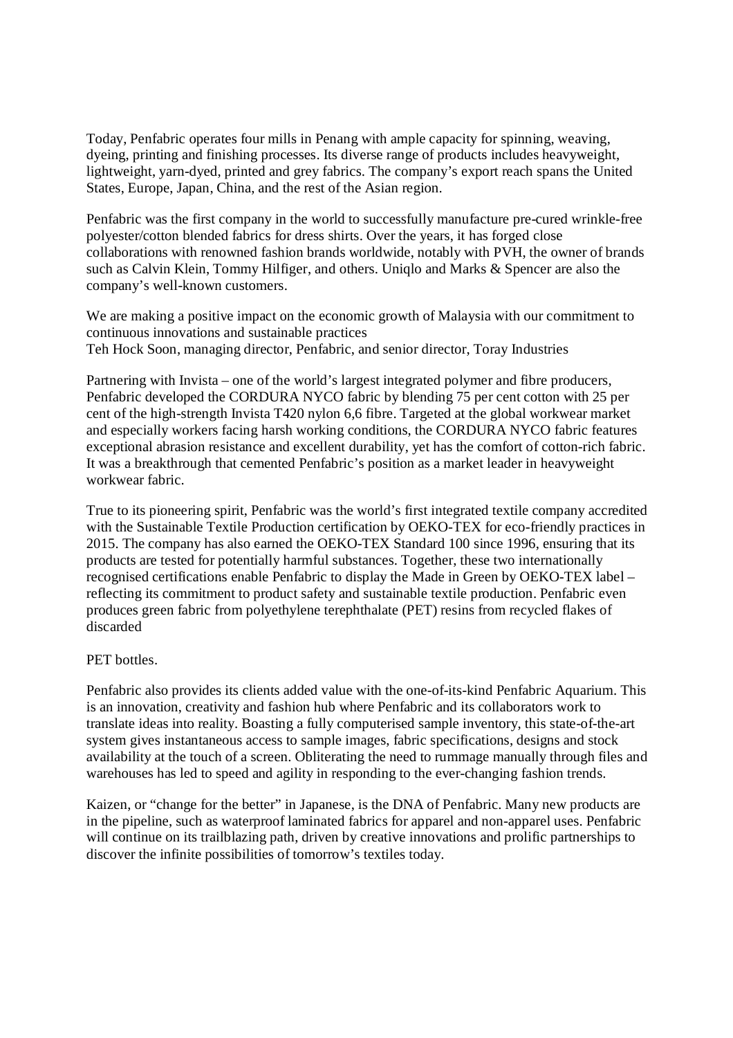Today, Penfabric operates four mills in Penang with ample capacity for spinning, weaving, dyeing, printing and finishing processes. Its diverse range of products includes heavyweight, lightweight, yarn-dyed, printed and grey fabrics. The company's export reach spans the United States, Europe, Japan, China, and the rest of the Asian region.

Penfabric was the first company in the world to successfully manufacture pre-cured wrinkle-free polyester/cotton blended fabrics for dress shirts. Over the years, it has forged close collaborations with renowned fashion brands worldwide, notably with PVH, the owner of brands such as Calvin Klein, Tommy Hilfiger, and others. Uniqlo and Marks & Spencer are also the company's well-known customers.

We are making a positive impact on the economic growth of Malaysia with our commitment to continuous innovations and sustainable practices
Teh Hock Soon, managing director, Penfabric, and senior director, Toray Industries

Partnering with Invista – one of the world's largest integrated polymer and fibre producers, Penfabric developed the CORDURA NYCO fabric by blending 75 per cent cotton with 25 per cent of the high-strength Invista T420 nylon 6,6 fibre. Targeted at the global workwear market and especially workers facing harsh working conditions, the CORDURA NYCO fabric features exceptional abrasion resistance and excellent durability, yet has the comfort of cotton-rich fabric. It was a breakthrough that cemented Penfabric's position as a market leader in heavyweight workwear fabric.

True to its pioneering spirit, Penfabric was the world's first integrated textile company accredited with the Sustainable Textile Production certification by OEKO-TEX for eco-friendly practices in 2015. The company has also earned the OEKO-TEX Standard 100 since 1996, ensuring that its products are tested for potentially harmful substances. Together, these two internationally recognised certifications enable Penfabric to display the Made in Green by OEKO-TEX label – reflecting its commitment to product safety and sustainable textile production. Penfabric even produces green fabric from polyethylene terephthalate (PET) resins from recycled flakes of discarded

PET bottles.

Penfabric also provides its clients added value with the one-of-its-kind Penfabric Aquarium. This is an innovation, creativity and fashion hub where Penfabric and its collaborators work to translate ideas into reality. Boasting a fully computerised sample inventory, this state-of-the-art system gives instantaneous access to sample images, fabric specifications, designs and stock availability at the touch of a screen. Obliterating the need to rummage manually through files and warehouses has led to speed and agility in responding to the ever-changing fashion trends.

Kaizen, or "change for the better" in Japanese, is the DNA of Penfabric. Many new products are in the pipeline, such as waterproof laminated fabrics for apparel and non-apparel uses. Penfabric will continue on its trailblazing path, driven by creative innovations and prolific partnerships to discover the infinite possibilities of tomorrow's textiles today.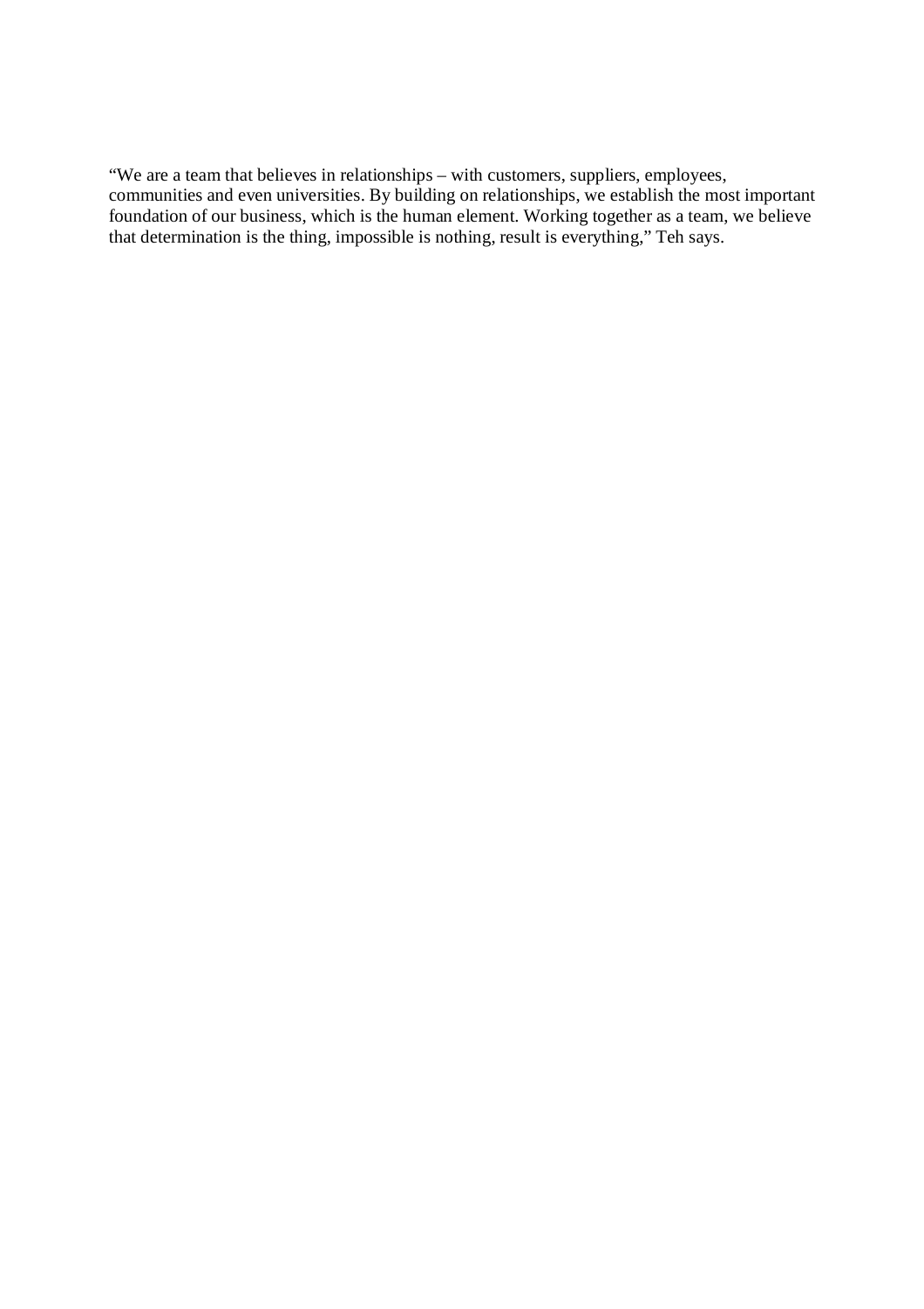"We are a team that believes in relationships – with customers, suppliers, employees, communities and even universities. By building on relationships, we establish the most important foundation of our business, which is the human element. Working together as a team, we believe that determination is the thing, impossible is nothing, result is everything," Teh says.